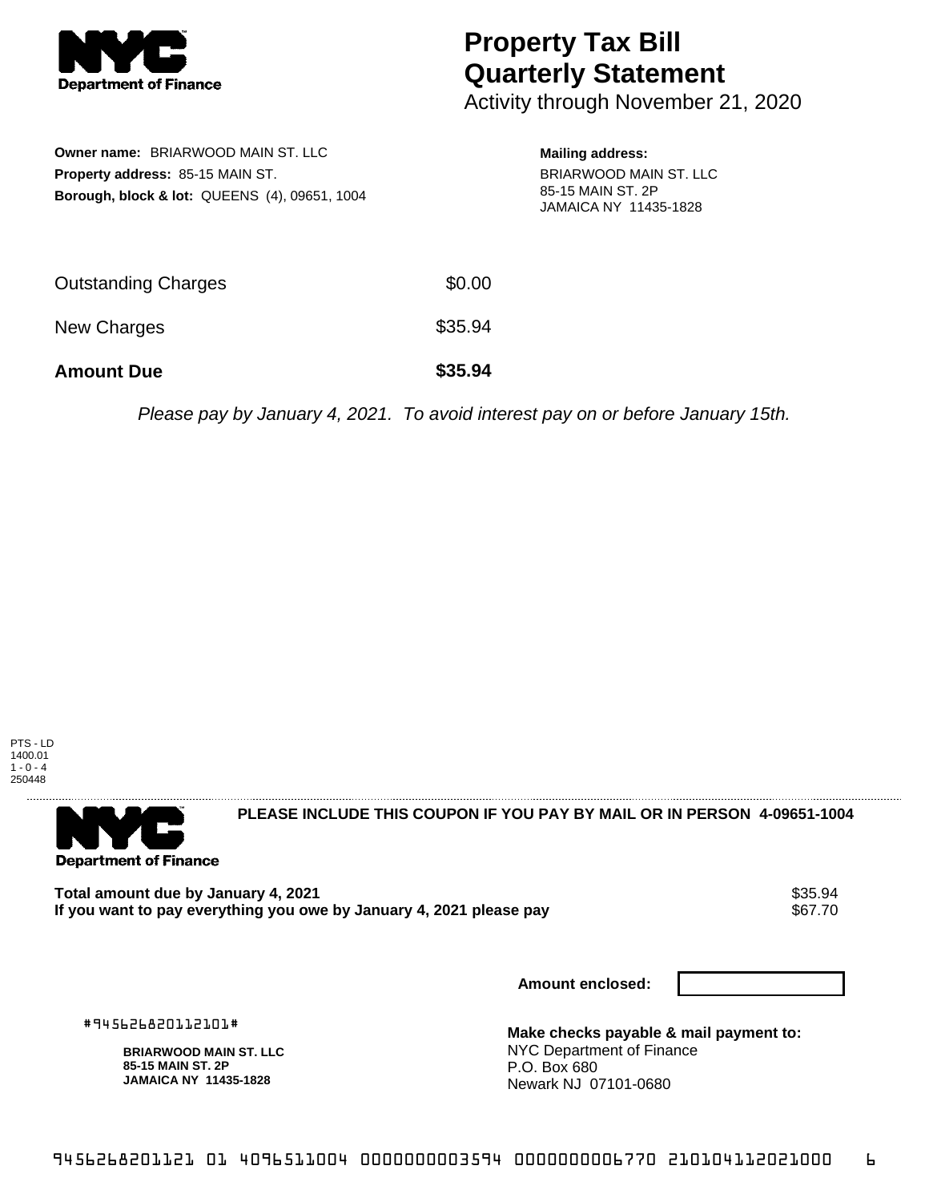# Property Tax Bill Quarterly Statement

Activity through November 21, 2020

**Owner name:** BRIARWOOD MAIN ST. LLC
**Property address:** 85-15 MAIN ST.
**Borough, block & lot:** QUEENS (4), 09651, 1004

**Mailing address:**
BRIARWOOD MAIN ST. LLC
85-15 MAIN ST. 2P
JAMAICA NY 11435-1828

| | |
|---|---|
| Outstanding Charges | $0.00 |
| New Charges | $35.94 |
| **Amount Due** | **$35.94** |

*Please pay by January 4, 2021. To avoid interest pay on or before January 15th.*

PTS - LD
1400.01
1 - 0 - 4
250448

**PLEASE INCLUDE THIS COUPON IF YOU PAY BY MAIL OR IN PERSON 4-09651-1004**

| | |
|---|---|
| **Total amount due by January 4, 2021** | $35.94 |
| **If you want to pay everything you owe by January 4, 2021 please pay** | $67.70 |

**Amount enclosed:**

#945626820112101#

**BRIARWOOD MAIN ST. LLC**
**85-15 MAIN ST. 2P**
**JAMAICA NY 11435-1828**

**Make checks payable & mail payment to:**
NYC Department of Finance
P.O. Box 680
Newark NJ 07101-0680

9456268201121 01 4096511004 0000000003594 0000000006770 210104112021000 6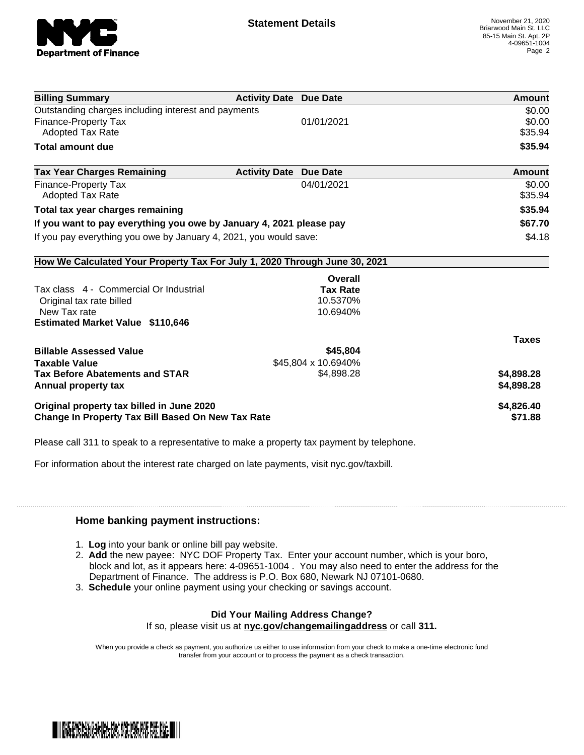# Statement Details

November 21, 2020
Briarwood Main St. LLC
85-15 Main St. Apt. 2P
4-09651-1004

| Billing Summary | Activity Date | Due Date | Amount |
| --- | --- | --- | --- |
| Outstanding charges including interest and payments | | | $0.00 |
| Finance-Property Tax | | 01/01/2021 | $0.00 |
| Adopted Tax Rate | | | $35.94 |
| **Total amount due** | | | **$35.94** |

| Tax Year Charges Remaining | Activity Date | Due Date | Amount |
| --- | --- | --- | --- |
| Finance-Property Tax | | 04/01/2021 | $0.00 |
| Adopted Tax Rate | | | $35.94 |
| **Total tax year charges remaining** | | | **$35.94** |
| **If you want to pay everything you owe by January 4, 2021 please pay** | | | **$67.70** |
| If you pay everything you owe by January 4, 2021, you would save: | | | $4.18 |

## How We Calculated Your Property Tax For July 1, 2020 Through June 30, 2021

| | Overall Tax Rate | |
| --- | --- | --- |
| Tax class 4 - Commercial Or Industrial | | |
| Original tax rate billed | 10.5370% | |
| New Tax rate | 10.6940% | |
| **Estimated Market Value $110,646** | | |
| | | **Taxes** |
| **Billable Assessed Value** | **$45,804** | |
| **Taxable Value** | $45,804 x 10.6940% | |
| **Tax Before Abatements and STAR** | $4,898.28 | **$4,898.28** |
| **Annual property tax** | | **$4,898.28** |
| **Original property tax billed in June 2020** | | **$4,826.40** |
| **Change In Property Tax Bill Based On New Tax Rate** | | **$71.88** |

Please call 311 to speak to a representative to make a property tax payment by telephone.

For information about the interest rate charged on late payments, visit nyc.gov/taxbill.

### Home banking payment instructions:

1. **Log** into your bank or online bill pay website.
2. **Add** the new payee: NYC DOF Property Tax. Enter your account number, which is your boro, block and lot, as it appears here: 4-09651-1004 . You may also need to enter the address for the Department of Finance. The address is P.O. Box 680, Newark NJ 07101-0680.
3. **Schedule** your online payment using your checking or savings account.

**Did Your Mailing Address Change?**
If so, please visit us at **nyc.gov/changemailingaddress** or call **311.**

When you provide a check as payment, you authorize us either to use information from your check to make a one-time electronic fund transfer from your account or to process the payment as a check transaction.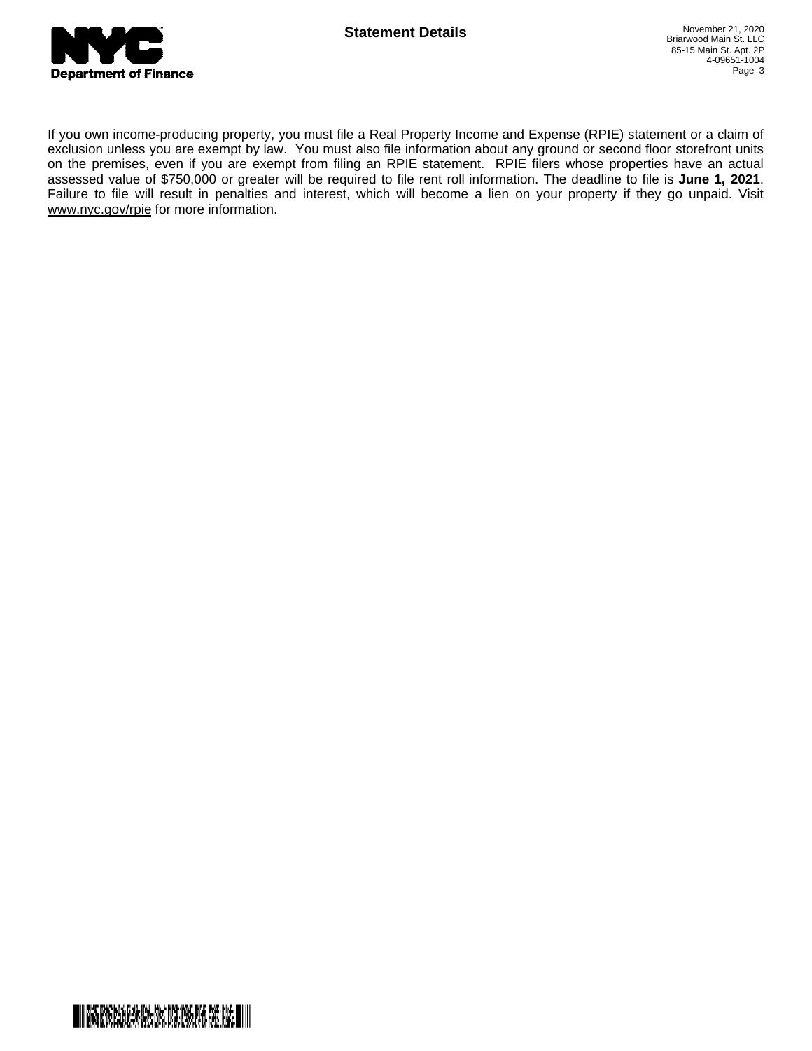If you own income-producing property, you must file a Real Property Income and Expense (RPIE) statement or a claim of exclusion unless you are exempt by law. You must also file information about any ground or second floor storefront units on the premises, even if you are exempt from filing an RPIE statement. RPIE filers whose properties have an actual assessed value of $750,000 or greater will be required to file rent roll information. The deadline to file is **June 1, 2021**. Failure to file will result in penalties and interest, which will become a lien on your property if they go unpaid. Visit www.nyc.gov/rpie for more information.